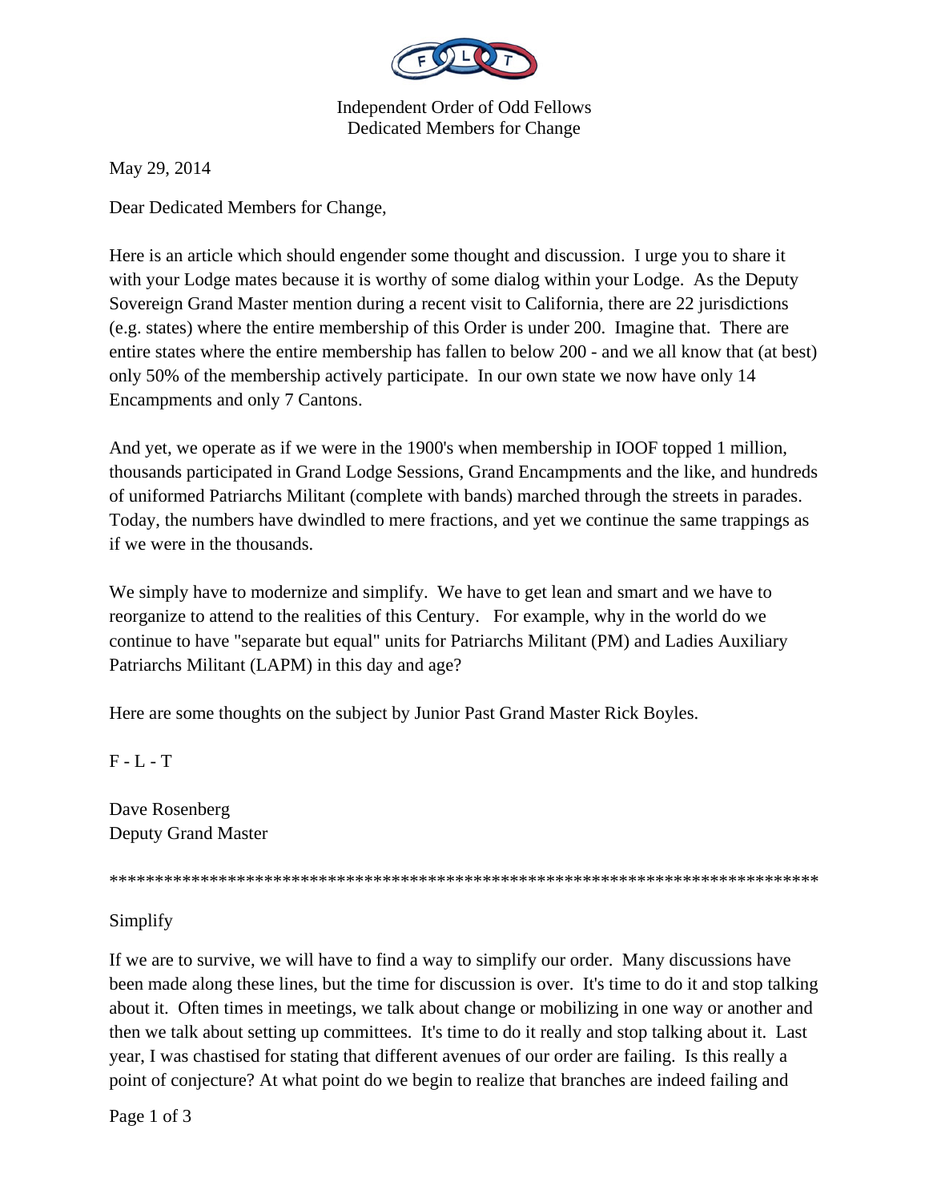Independent Order of Odd Fellows
Dedicated Members for Change

May 29, 2014

Dear Dedicated Members for Change,

Here is an article which should engender some thought and discussion. I urge you to share it with your Lodge mates because it is worthy of some dialog within your Lodge. As the Deputy Sovereign Grand Master mention during a recent visit to California, there are 22 jurisdictions (e.g. states) where the entire membership of this Order is under 200. Imagine that. There are entire states where the entire membership has fallen to below 200 - and we all know that (at best) only 50% of the membership actively participate. In our own state we now have only 14 Encampments and only 7 Cantons.

And yet, we operate as if we were in the 1900's when membership in IOOF topped 1 million, thousands participated in Grand Lodge Sessions, Grand Encampments and the like, and hundreds of uniformed Patriarchs Militant (complete with bands) marched through the streets in parades. Today, the numbers have dwindled to mere fractions, and yet we continue the same trappings as if we were in the thousands.

We simply have to modernize and simplify. We have to get lean and smart and we have to reorganize to attend to the realities of this Century. For example, why in the world do we continue to have "separate but equal" units for Patriarchs Militant (PM) and Ladies Auxiliary Patriarchs Militant (LAPM) in this day and age?

Here are some thoughts on the subject by Junior Past Grand Master Rick Boyles.

F - L - T

Dave Rosenberg
Deputy Grand Master

*********************************************************************************

Simplify

If we are to survive, we will have to find a way to simplify our order. Many discussions have been made along these lines, but the time for discussion is over. It's time to do it and stop talking about it. Often times in meetings, we talk about change or mobilizing in one way or another and then we talk about setting up committees. It's time to do it really and stop talking about it. Last year, I was chastised for stating that different avenues of our order are failing. Is this really a point of conjecture? At what point do we begin to realize that branches are indeed failing and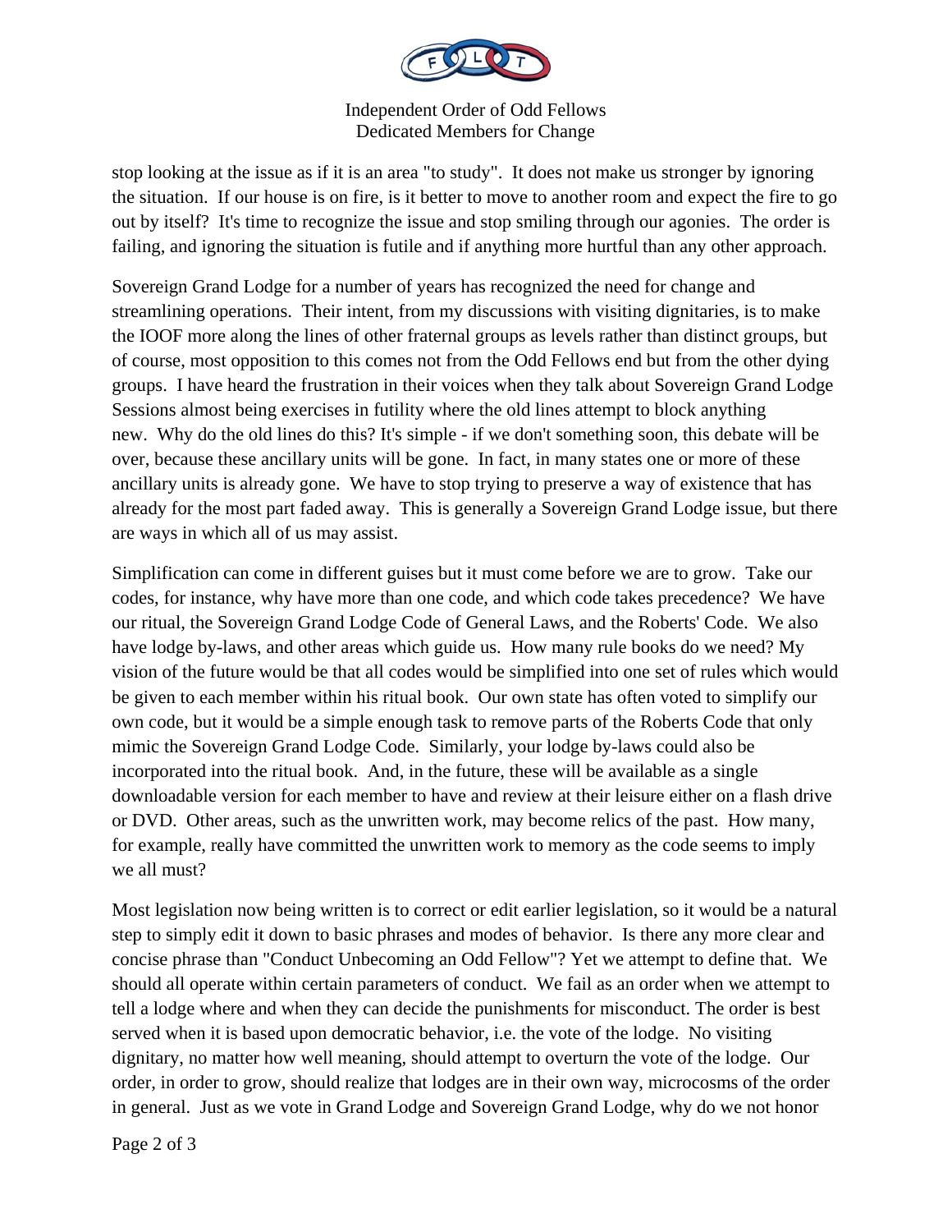stop looking at the issue as if it is an area "to study". It does not make us stronger by ignoring the situation. If our house is on fire, is it better to move to another room and expect the fire to go out by itself? It's time to recognize the issue and stop smiling through our agonies. The order is failing, and ignoring the situation is futile and if anything more hurtful than any other approach.

Sovereign Grand Lodge for a number of years has recognized the need for change and streamlining operations. Their intent, from my discussions with visiting dignitaries, is to make the IOOF more along the lines of other fraternal groups as levels rather than distinct groups, but of course, most opposition to this comes not from the Odd Fellows end but from the other dying groups. I have heard the frustration in their voices when they talk about Sovereign Grand Lodge Sessions almost being exercises in futility where the old lines attempt to block anything new. Why do the old lines do this? It's simple - if we don't something soon, this debate will be over, because these ancillary units will be gone. In fact, in many states one or more of these ancillary units is already gone. We have to stop trying to preserve a way of existence that has already for the most part faded away. This is generally a Sovereign Grand Lodge issue, but there are ways in which all of us may assist.

Simplification can come in different guises but it must come before we are to grow. Take our codes, for instance, why have more than one code, and which code takes precedence? We have our ritual, the Sovereign Grand Lodge Code of General Laws, and the Roberts' Code. We also have lodge by-laws, and other areas which guide us. How many rule books do we need? My vision of the future would be that all codes would be simplified into one set of rules which would be given to each member within his ritual book. Our own state has often voted to simplify our own code, but it would be a simple enough task to remove parts of the Roberts Code that only mimic the Sovereign Grand Lodge Code. Similarly, your lodge by-laws could also be incorporated into the ritual book. And, in the future, these will be available as a single downloadable version for each member to have and review at their leisure either on a flash drive or DVD. Other areas, such as the unwritten work, may become relics of the past. How many, for example, really have committed the unwritten work to memory as the code seems to imply we all must?

Most legislation now being written is to correct or edit earlier legislation, so it would be a natural step to simply edit it down to basic phrases and modes of behavior. Is there any more clear and concise phrase than "Conduct Unbecoming an Odd Fellow"? Yet we attempt to define that. We should all operate within certain parameters of conduct. We fail as an order when we attempt to tell a lodge where and when they can decide the punishments for misconduct. The order is best served when it is based upon democratic behavior, i.e. the vote of the lodge. No visiting dignitary, no matter how well meaning, should attempt to overturn the vote of the lodge. Our order, in order to grow, should realize that lodges are in their own way, microcosms of the order in general. Just as we vote in Grand Lodge and Sovereign Grand Lodge, why do we not honor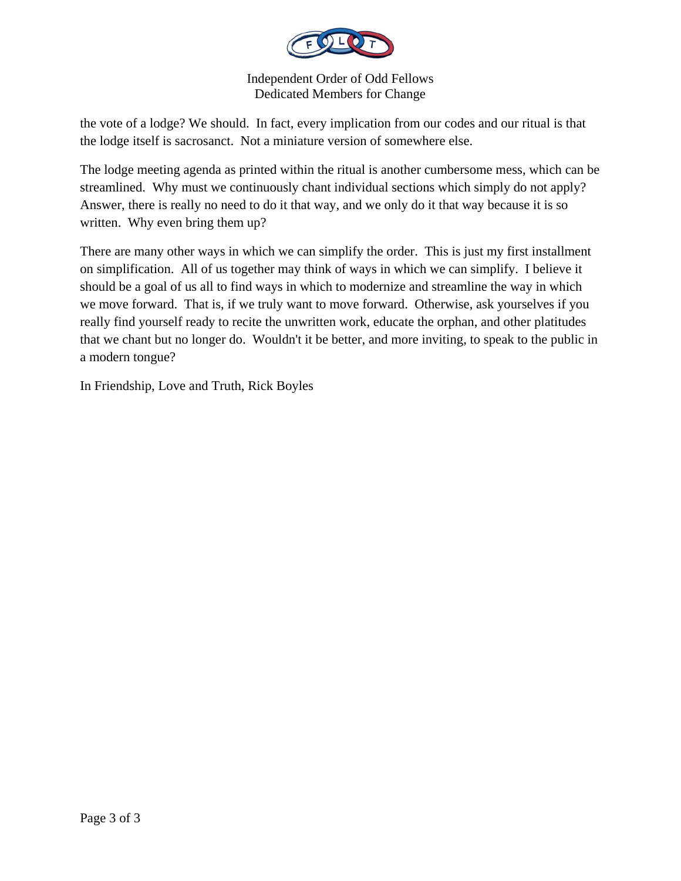the vote of a lodge? We should. In fact, every implication from our codes and our ritual is that the lodge itself is sacrosanct. Not a miniature version of somewhere else.

The lodge meeting agenda as printed within the ritual is another cumbersome mess, which can be streamlined. Why must we continuously chant individual sections which simply do not apply? Answer, there is really no need to do it that way, and we only do it that way because it is so written. Why even bring them up?

There are many other ways in which we can simplify the order. This is just my first installment on simplification. All of us together may think of ways in which we can simplify. I believe it should be a goal of us all to find ways in which to modernize and streamline the way in which we move forward. That is, if we truly want to move forward. Otherwise, ask yourselves if you really find yourself ready to recite the unwritten work, educate the orphan, and other platitudes that we chant but no longer do. Wouldn't it be better, and more inviting, to speak to the public in a modern tongue?

In Friendship, Love and Truth, Rick Boyles